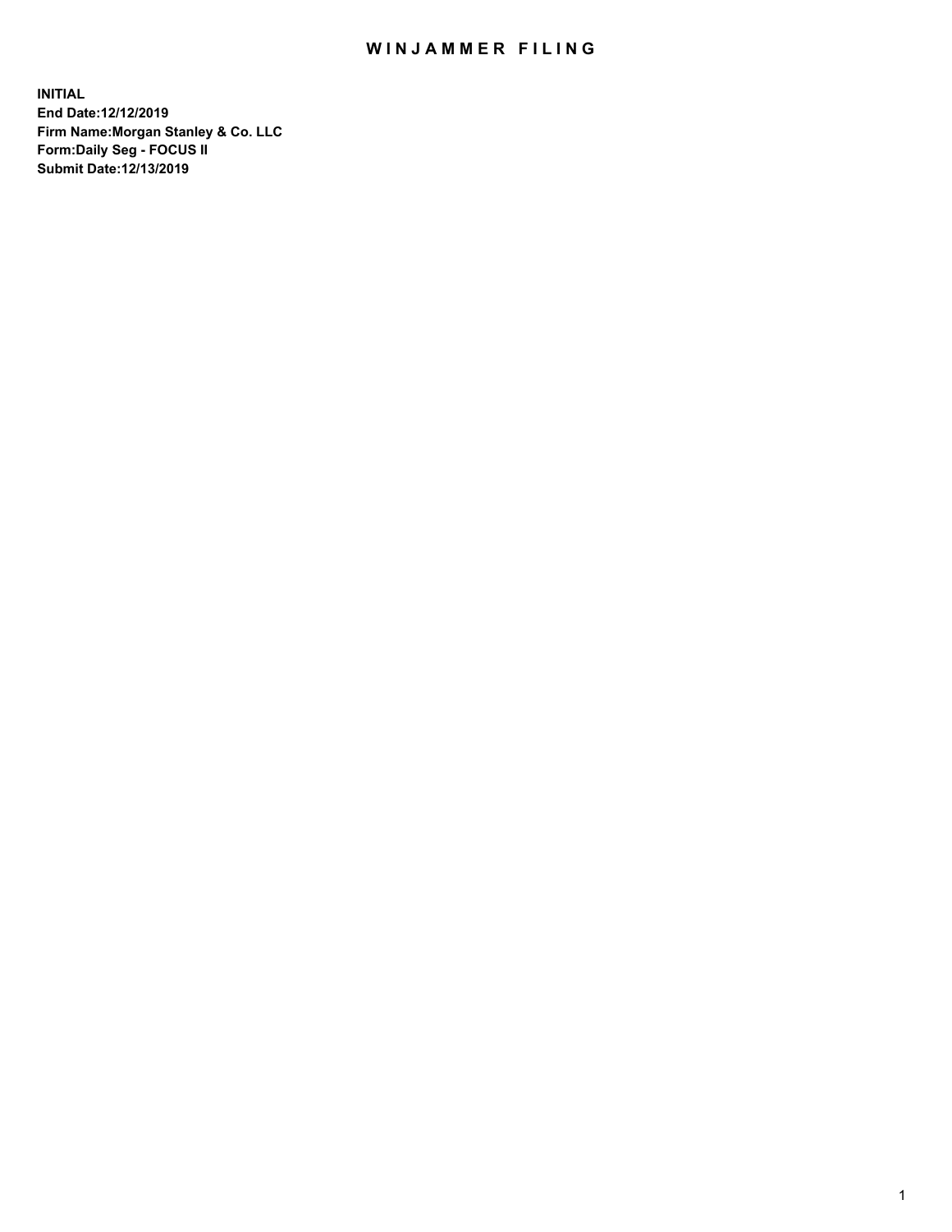# WINJAMMER FILING

**INITIAL**
**End Date:12/12/2019**
**Firm Name:Morgan Stanley & Co. LLC**
**Form:Daily Seg - FOCUS II**
**Submit Date:12/13/2019**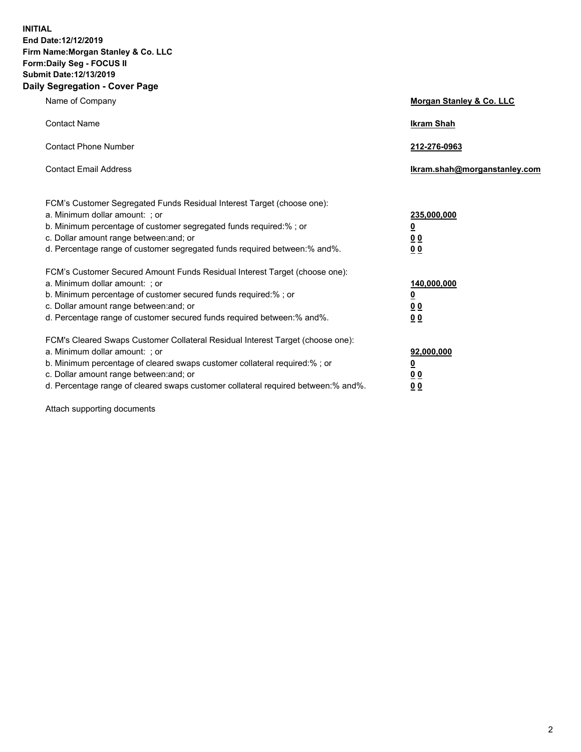**INITIAL**
**End Date:12/12/2019**
**Firm Name:Morgan Stanley & Co. LLC**
**Form:Daily Seg - FOCUS II**
**Submit Date:12/13/2019**
**Daily Segregation - Cover Page**

| | |
|---|---|
| Name of Company | **Morgan Stanley & Co. LLC** |
| Contact Name | **Ikram Shah** |
| Contact Phone Number | **212-276-0963** |
| Contact Email Address | **Ikram.shah@morganstanley.com** |

| | |
|---|---|
| FCM's Customer Segregated Funds Residual Interest Target (choose one): | |
| a. Minimum dollar amount: ; or | **235,000,000** |
| b. Minimum percentage of customer segregated funds required:% ; or | **0** |
| c. Dollar amount range between:and; or | **0 0** |
| d. Percentage range of customer segregated funds required between:% and%. | **0 0** |
| FCM's Customer Secured Amount Funds Residual Interest Target (choose one): | |
| a. Minimum dollar amount: ; or | **140,000,000** |
| b. Minimum percentage of customer secured funds required:% ; or | **0** |
| c. Dollar amount range between:and; or | **0 0** |
| d. Percentage range of customer secured funds required between:% and%. | **0 0** |
| FCM's Cleared Swaps Customer Collateral Residual Interest Target (choose one): | |
| a. Minimum dollar amount: ; or | **92,000,000** |
| b. Minimum percentage of cleared swaps customer collateral required:% ; or | **0** |
| c. Dollar amount range between:and; or | **0 0** |
| d. Percentage range of cleared swaps customer collateral required between:% and%. | **0 0** |

Attach supporting documents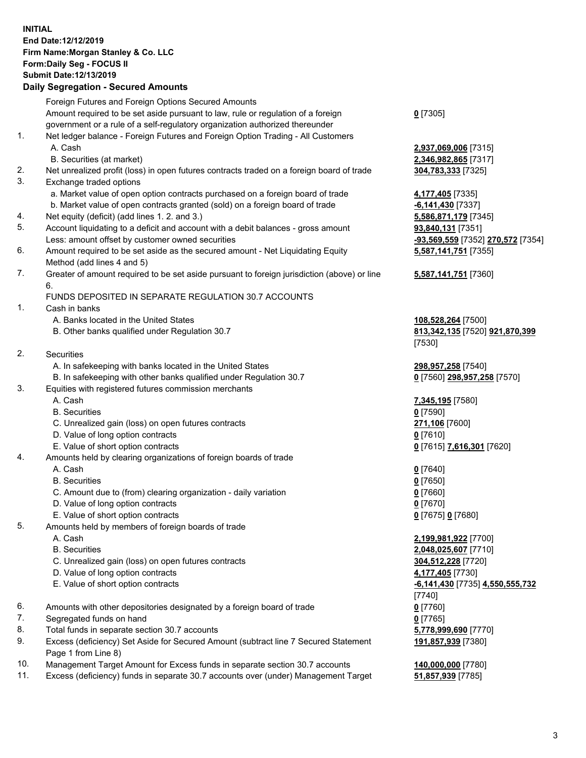**INITIAL**
**End Date:12/12/2019**
**Firm Name:Morgan Stanley & Co. LLC**
**Form:Daily Seg - FOCUS II**
**Submit Date:12/13/2019**

**Daily Segregation - Secured Amounts**

| | | |
|---|---|---|
| | Foreign Futures and Foreign Options Secured Amounts | |
| | Amount required to be set aside pursuant to law, rule or regulation of a foreign government or a rule of a self-regulatory organization authorized thereunder | **0** [7305] |
| 1. | Net ledger balance - Foreign Futures and Foreign Option Trading - All Customers | |
| | A. Cash | **2,937,069,006** [7315] |
| | B. Securities (at market) | **2,346,982,865** [7317] |
| 2. | Net unrealized profit (loss) in open futures contracts traded on a foreign board of trade | **304,783,333** [7325] |
| 3. | Exchange traded options | |
| | a. Market value of open option contracts purchased on a foreign board of trade | **4,177,405** [7335] |
| | b. Market value of open contracts granted (sold) on a foreign board of trade | **-6,141,430** [7337] |
| 4. | Net equity (deficit) (add lines 1. 2. and 3.) | **5,586,871,179** [7345] |
| 5. | Account liquidating to a deficit and account with a debit balances - gross amount | **93,840,131** [7351] |
| | Less: amount offset by customer owned securities | **-93,569,559** [7352] **270,572** [7354] |
| 6. | Amount required to be set aside as the secured amount - Net Liquidating Equity Method (add lines 4 and 5) | **5,587,141,751** [7355] |
| 7. | Greater of amount required to be set aside pursuant to foreign jurisdiction (above) or line 6. | **5,587,141,751** [7360] |
| | FUNDS DEPOSITED IN SEPARATE REGULATION 30.7 ACCOUNTS | |
| 1. | Cash in banks | |
| | A. Banks located in the United States | **108,528,264** [7500] |
| | B. Other banks qualified under Regulation 30.7 | **813,342,135** [7520] **921,870,399** [7530] |
| 2. | Securities | |
| | A. In safekeeping with banks located in the United States | **298,957,258** [7540] |
| | B. In safekeeping with other banks qualified under Regulation 30.7 | **0** [7560] **298,957,258** [7570] |
| 3. | Equities with registered futures commission merchants | |
| | A. Cash | **7,345,195** [7580] |
| | B. Securities | **0** [7590] |
| | C. Unrealized gain (loss) on open futures contracts | **271,106** [7600] |
| | D. Value of long option contracts | **0** [7610] |
| | E. Value of short option contracts | **0** [7615] **7,616,301** [7620] |
| 4. | Amounts held by clearing organizations of foreign boards of trade | |
| | A. Cash | **0** [7640] |
| | B. Securities | **0** [7650] |
| | C. Amount due to (from) clearing organization - daily variation | **0** [7660] |
| | D. Value of long option contracts | **0** [7670] |
| | E. Value of short option contracts | **0** [7675] **0** [7680] |
| 5. | Amounts held by members of foreign boards of trade | |
| | A. Cash | **2,199,981,922** [7700] |
| | B. Securities | **2,048,025,607** [7710] |
| | C. Unrealized gain (loss) on open futures contracts | **304,512,228** [7720] |
| | D. Value of long option contracts | **4,177,405** [7730] |
| | E. Value of short option contracts | **-6,141,430** [7735] **4,550,555,732** [7740] |
| 6. | Amounts with other depositories designated by a foreign board of trade | **0** [7760] |
| 7. | Segregated funds on hand | **0** [7765] |
| 8. | Total funds in separate section 30.7 accounts | **5,778,999,690** [7770] |
| 9. | Excess (deficiency) Set Aside for Secured Amount (subtract line 7 Secured Statement Page 1 from Line 8) | **191,857,939** [7380] |
| 10. | Management Target Amount for Excess funds in separate section 30.7 accounts | **140,000,000** [7780] |
| 11. | Excess (deficiency) funds in separate 30.7 accounts over (under) Management Target | **51,857,939** [7785] |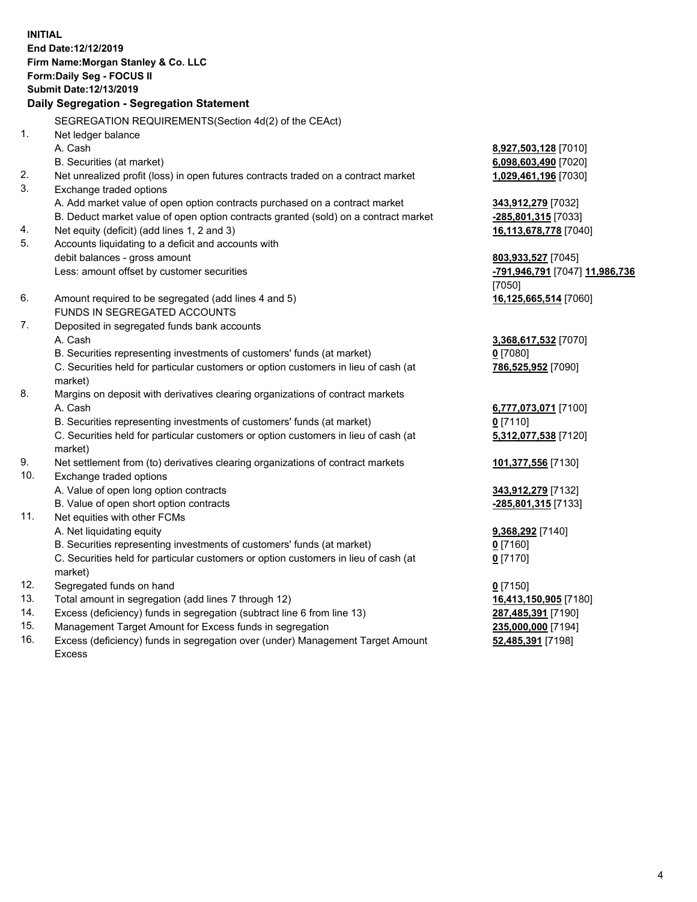**INITIAL**
**End Date:12/12/2019**
**Firm Name:Morgan Stanley & Co. LLC**
**Form:Daily Seg - FOCUS II**
**Submit Date:12/13/2019**

### Daily Segregation - Segregation Statement

SEGREGATION REQUIREMENTS(Section 4d(2) of the CEAct)

| | | |
|---|---|---|
| 1. | Net ledger balance | |
| | A. Cash | **8,927,503,128** [7010] |
| | B. Securities (at market) | **6,098,603,490** [7020] |
| 2. | Net unrealized profit (loss) in open futures contracts traded on a contract market | **1,029,461,196** [7030] |
| 3. | Exchange traded options | |
| | A. Add market value of open option contracts purchased on a contract market | **343,912,279** [7032] |
| | B. Deduct market value of open option contracts granted (sold) on a contract market | **-285,801,315** [7033] |
| 4. | Net equity (deficit) (add lines 1, 2 and 3) | **16,113,678,778** [7040] |
| 5. | Accounts liquidating to a deficit and accounts with debit balances - gross amount | **803,933,527** [7045] |
| | Less: amount offset by customer securities | **-791,946,791** [7047] **11,986,736** [7050] |
| 6. | Amount required to be segregated (add lines 4 and 5) | **16,125,665,514** [7060] |
| | FUNDS IN SEGREGATED ACCOUNTS | |
| 7. | Deposited in segregated funds bank accounts | |
| | A. Cash | **3,368,617,532** [7070] |
| | B. Securities representing investments of customers' funds (at market) | **0** [7080] |
| | C. Securities held for particular customers or option customers in lieu of cash (at market) | **786,525,952** [7090] |
| 8. | Margins on deposit with derivatives clearing organizations of contract markets | |
| | A. Cash | **6,777,073,071** [7100] |
| | B. Securities representing investments of customers' funds (at market) | **0** [7110] |
| | C. Securities held for particular customers or option customers in lieu of cash (at market) | **5,312,077,538** [7120] |
| 9. | Net settlement from (to) derivatives clearing organizations of contract markets | **101,377,556** [7130] |
| 10. | Exchange traded options | |
| | A. Value of open long option contracts | **343,912,279** [7132] |
| | B. Value of open short option contracts | **-285,801,315** [7133] |
| 11. | Net equities with other FCMs | |
| | A. Net liquidating equity | **9,368,292** [7140] |
| | B. Securities representing investments of customers' funds (at market) | **0** [7160] |
| | C. Securities held for particular customers or option customers in lieu of cash (at market) | **0** [7170] |
| 12. | Segregated funds on hand | **0** [7150] |
| 13. | Total amount in segregation (add lines 7 through 12) | **16,413,150,905** [7180] |
| 14. | Excess (deficiency) funds in segregation (subtract line 6 from line 13) | **287,485,391** [7190] |
| 15. | Management Target Amount for Excess funds in segregation | **235,000,000** [7194] |
| 16. | Excess (deficiency) funds in segregation over (under) Management Target Amount Excess | **52,485,391** [7198] |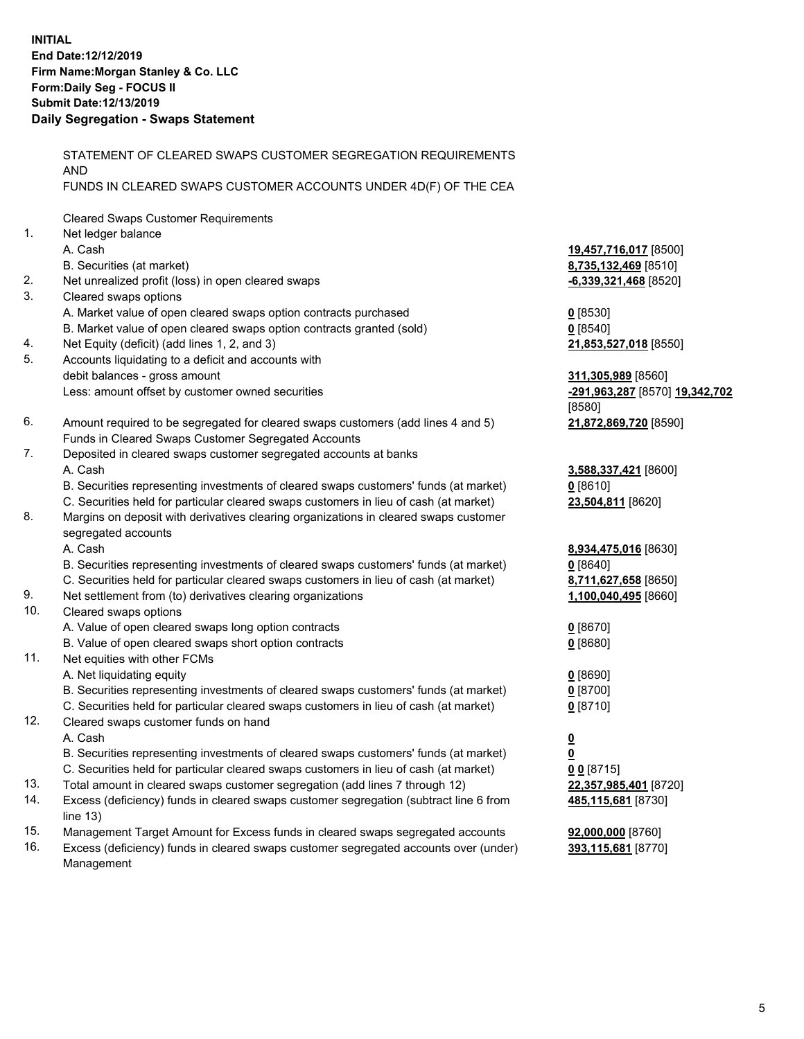**INITIAL**
**End Date:12/12/2019**
**Firm Name:Morgan Stanley & Co. LLC**
**Form:Daily Seg - FOCUS II**
**Submit Date:12/13/2019**
**Daily Segregation - Swaps Statement**

STATEMENT OF CLEARED SWAPS CUSTOMER SEGREGATION REQUIREMENTS AND FUNDS IN CLEARED SWAPS CUSTOMER ACCOUNTS UNDER 4D(F) OF THE CEA

| | | |
|---|---|---|
| | Cleared Swaps Customer Requirements | |
| 1. | Net ledger balance | |
| | A. Cash | **19,457,716,017** [8500] |
| | B. Securities (at market) | **8,735,132,469** [8510] |
| 2. | Net unrealized profit (loss) in open cleared swaps | **-6,339,321,468** [8520] |
| 3. | Cleared swaps options | |
| | A. Market value of open cleared swaps option contracts purchased | **0** [8530] |
| | B. Market value of open cleared swaps option contracts granted (sold) | **0** [8540] |
| 4. | Net Equity (deficit) (add lines 1, 2, and 3) | **21,853,527,018** [8550] |
| 5. | Accounts liquidating to a deficit and accounts with | |
| | debit balances - gross amount | **311,305,989** [8560] |
| | Less: amount offset by customer owned securities | **-291,963,287** [8570] **19,342,702** [8580] |
| 6. | Amount required to be segregated for cleared swaps customers (add lines 4 and 5) | **21,872,869,720** [8590] |
| | Funds in Cleared Swaps Customer Segregated Accounts | |
| 7. | Deposited in cleared swaps customer segregated accounts at banks | |
| | A. Cash | **3,588,337,421** [8600] |
| | B. Securities representing investments of cleared swaps customers' funds (at market) | **0** [8610] |
| | C. Securities held for particular cleared swaps customers in lieu of cash (at market) | **23,504,811** [8620] |
| 8. | Margins on deposit with derivatives clearing organizations in cleared swaps customer segregated accounts | |
| | A. Cash | **8,934,475,016** [8630] |
| | B. Securities representing investments of cleared swaps customers' funds (at market) | **0** [8640] |
| | C. Securities held for particular cleared swaps customers in lieu of cash (at market) | **8,711,627,658** [8650] |
| 9. | Net settlement from (to) derivatives clearing organizations | **1,100,040,495** [8660] |
| 10. | Cleared swaps options | |
| | A. Value of open cleared swaps long option contracts | **0** [8670] |
| | B. Value of open cleared swaps short option contracts | **0** [8680] |
| 11. | Net equities with other FCMs | |
| | A. Net liquidating equity | **0** [8690] |
| | B. Securities representing investments of cleared swaps customers' funds (at market) | **0** [8700] |
| | C. Securities held for particular cleared swaps customers in lieu of cash (at market) | **0** [8710] |
| 12. | Cleared swaps customer funds on hand | |
| | A. Cash | **0** |
| | B. Securities representing investments of cleared swaps customers' funds (at market) | **0** |
| | C. Securities held for particular cleared swaps customers in lieu of cash (at market) | **0** **0** [8715] |
| 13. | Total amount in cleared swaps customer segregation (add lines 7 through 12) | **22,357,985,401** [8720] |
| 14. | Excess (deficiency) funds in cleared swaps customer segregation (subtract line 6 from line 13) | **485,115,681** [8730] |
| 15. | Management Target Amount for Excess funds in cleared swaps segregated accounts | **92,000,000** [8760] |
| 16. | Excess (deficiency) funds in cleared swaps customer segregated accounts over (under) Management | **393,115,681** [8770] |